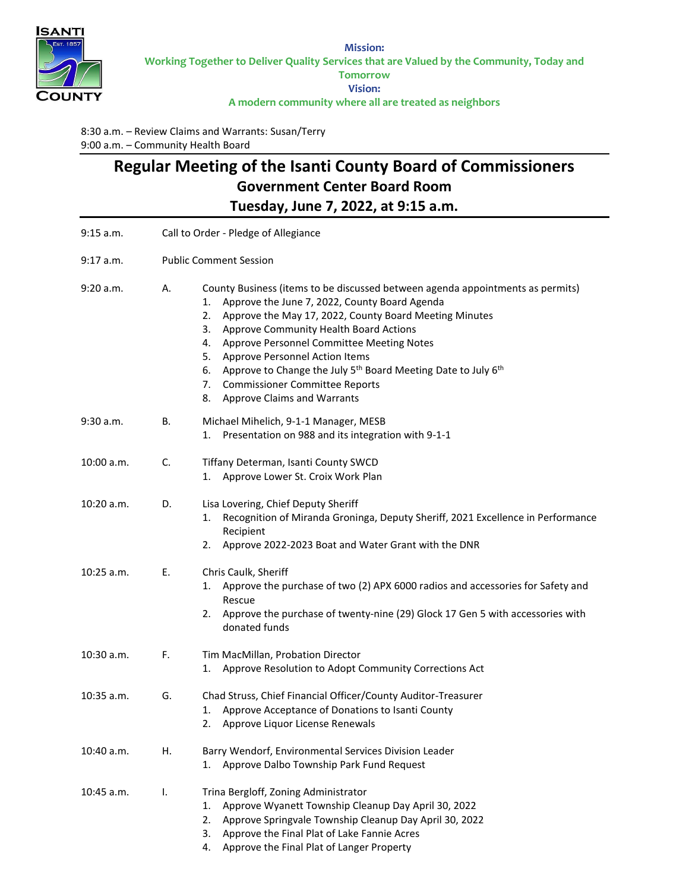ISANTI COUNTY Est. 1857

**Mission:**
**Working Together to Deliver Quality Services that are Valued by the Community, Today and Tomorrow**
**Vision:**
**A modern community where all are treated as neighbors**

8:30 a.m. – Review Claims and Warrants: Susan/Terry
9:00 a.m. – Community Health Board

# Regular Meeting of the Isanti County Board of Commissioners
## Government Center Board Room
## Tuesday, June 7, 2022, at 9:15 a.m.

9:15 a.m. Call to Order - Pledge of Allegiance

9:17 a.m. Public Comment Session

9:20 a.m. A. County Business (items to be discussed between agenda appointments as permits)
1. Approve the June 7, 2022, County Board Agenda
2. Approve the May 17, 2022, County Board Meeting Minutes
3. Approve Community Health Board Actions
4. Approve Personnel Committee Meeting Notes
5. Approve Personnel Action Items
6. Approve to Change the July 5th Board Meeting Date to July 6th
7. Commissioner Committee Reports
8. Approve Claims and Warrants

9:30 a.m. B. Michael Mihelich, 9-1-1 Manager, MESB
1. Presentation on 988 and its integration with 9-1-1

10:00 a.m. C. Tiffany Determan, Isanti County SWCD
1. Approve Lower St. Croix Work Plan

10:20 a.m. D. Lisa Lovering, Chief Deputy Sheriff
1. Recognition of Miranda Groninga, Deputy Sheriff, 2021 Excellence in Performance Recipient
2. Approve 2022-2023 Boat and Water Grant with the DNR

10:25 a.m. E. Chris Caulk, Sheriff
1. Approve the purchase of two (2) APX 6000 radios and accessories for Safety and Rescue
2. Approve the purchase of twenty-nine (29) Glock 17 Gen 5 with accessories with donated funds

10:30 a.m. F. Tim MacMillan, Probation Director
1. Approve Resolution to Adopt Community Corrections Act

10:35 a.m. G. Chad Struss, Chief Financial Officer/County Auditor-Treasurer
1. Approve Acceptance of Donations to Isanti County
2. Approve Liquor License Renewals

10:40 a.m. H. Barry Wendorf, Environmental Services Division Leader
1. Approve Dalbo Township Park Fund Request

10:45 a.m. I. Trina Bergloff, Zoning Administrator
1. Approve Wyanett Township Cleanup Day April 30, 2022
2. Approve Springvale Township Cleanup Day April 30, 2022
3. Approve the Final Plat of Lake Fannie Acres
4. Approve the Final Plat of Langer Property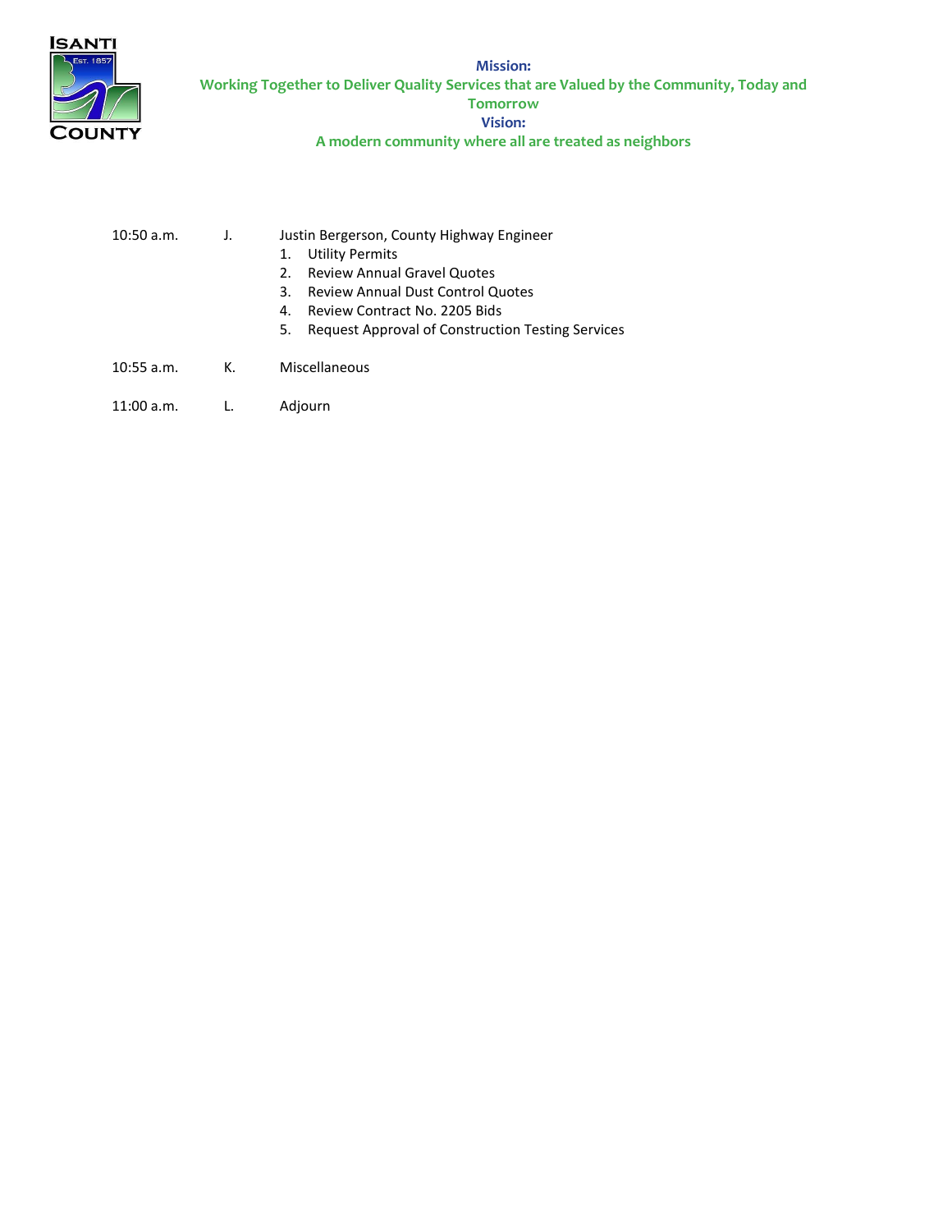**ISANTI COUNTY** Est. 1857

**Mission:**
**Working Together to Deliver Quality Services that are Valued by the Community, Today and Tomorrow**
**Vision:**
**A modern community where all are treated as neighbors**

| | | |
|---|---|---|
| 10:50 a.m. | J. | Justin Bergerson, County Highway Engineer<br>1. Utility Permits<br>2. Review Annual Gravel Quotes<br>3. Review Annual Dust Control Quotes<br>4. Review Contract No. 2205 Bids<br>5. Request Approval of Construction Testing Services |
| 10:55 a.m. | K. | Miscellaneous |
| 11:00 a.m. | L. | Adjourn |